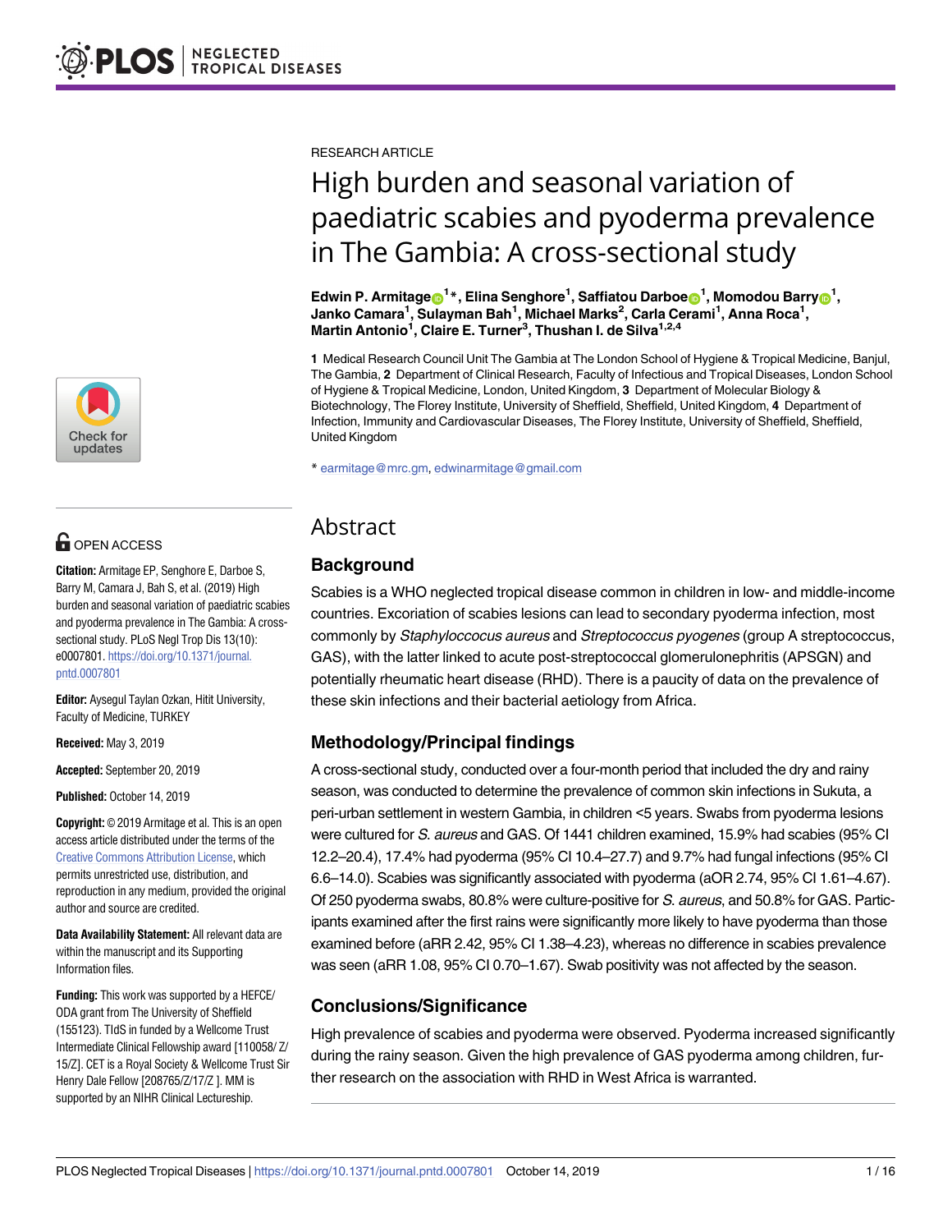RESEARCH ARTICLE

# High burden and seasonal variation of paediatric scabies and pyoderma prevalence in The Gambia: A cross-sectional study

**Edwin P. Armitage[1]*, Elina Senghore[1], Saffiatou Darboe[1], Momodou Barry[1], Janko Camara[1], Sulayman Bah[1], Michael Marks[2], Carla Cerami[1], Anna Roca[1], Martin Antonio[1], Claire E. Turner[3], Thushan I. de Silva[1,2,4]**

**1** Medical Research Council Unit The Gambia at The London School of Hygiene & Tropical Medicine, Banjul, The Gambia, **2** Department of Clinical Research, Faculty of Infectious and Tropical Diseases, London School of Hygiene & Tropical Medicine, London, United Kingdom, **3** Department of Molecular Biology & Biotechnology, The Florey Institute, University of Sheffield, Sheffield, United Kingdom, **4** Department of Infection, Immunity and Cardiovascular Diseases, The Florey Institute, University of Sheffield, Sheffield, United Kingdom

* earmitage@mrc.gm, edwinarmitage@gmail.com

OPEN ACCESS

**Citation:** Armitage EP, Senghore E, Darboe S, Barry M, Camara J, Bah S, et al. (2019) High burden and seasonal variation of paediatric scabies and pyoderma prevalence in The Gambia: A cross-sectional study. PLoS Negl Trop Dis 13(10): e0007801. https://doi.org/10.1371/journal.pntd.0007801

**Editor:** Aysegul Taylan Ozkan, Hitit University, Faculty of Medicine, TURKEY

**Received:** May 3, 2019

**Accepted:** September 20, 2019

**Published:** October 14, 2019

**Copyright:** © 2019 Armitage et al. This is an open access article distributed under the terms of the Creative Commons Attribution License, which permits unrestricted use, distribution, and reproduction in any medium, provided the original author and source are credited.

**Data Availability Statement:** All relevant data are within the manuscript and its Supporting Information files.

**Funding:** This work was supported by a HEFCE/ODA grant from The University of Sheffield (155123). TIdS in funded by a Wellcome Trust Intermediate Clinical Fellowship award [110058/Z/15/Z]. CET is a Royal Society & Wellcome Trust Sir Henry Dale Fellow [208765/Z/17/Z ]. MM is supported by an NIHR Clinical Lectureship.

## Abstract

### Background

Scabies is a WHO neglected tropical disease common in children in low- and middle-income countries. Excoriation of scabies lesions can lead to secondary pyoderma infection, most commonly by *Staphyloccocus aureus* and *Streptococcus pyogenes* (group A streptococcus, GAS), with the latter linked to acute post-streptococcal glomerulonephritis (APSGN) and potentially rheumatic heart disease (RHD). There is a paucity of data on the prevalence of these skin infections and their bacterial aetiology from Africa.

### Methodology/Principal findings

A cross-sectional study, conducted over a four-month period that included the dry and rainy season, was conducted to determine the prevalence of common skin infections in Sukuta, a peri-urban settlement in western Gambia, in children <5 years. Swabs from pyoderma lesions were cultured for *S. aureus* and GAS. Of 1441 children examined, 15.9% had scabies (95% CI 12.2–20.4), 17.4% had pyoderma (95% CI 10.4–27.7) and 9.7% had fungal infections (95% CI 6.6–14.0). Scabies was significantly associated with pyoderma (aOR 2.74, 95% CI 1.61–4.67). Of 250 pyoderma swabs, 80.8% were culture-positive for *S. aureus*, and 50.8% for GAS. Participants examined after the first rains were significantly more likely to have pyoderma than those examined before (aRR 2.42, 95% CI 1.38–4.23), whereas no difference in scabies prevalence was seen (aRR 1.08, 95% CI 0.70–1.67). Swab positivity was not affected by the season.

### Conclusions/Significance

High prevalence of scabies and pyoderma were observed. Pyoderma increased significantly during the rainy season. Given the high prevalence of GAS pyoderma among children, further research on the association with RHD in West Africa is warranted.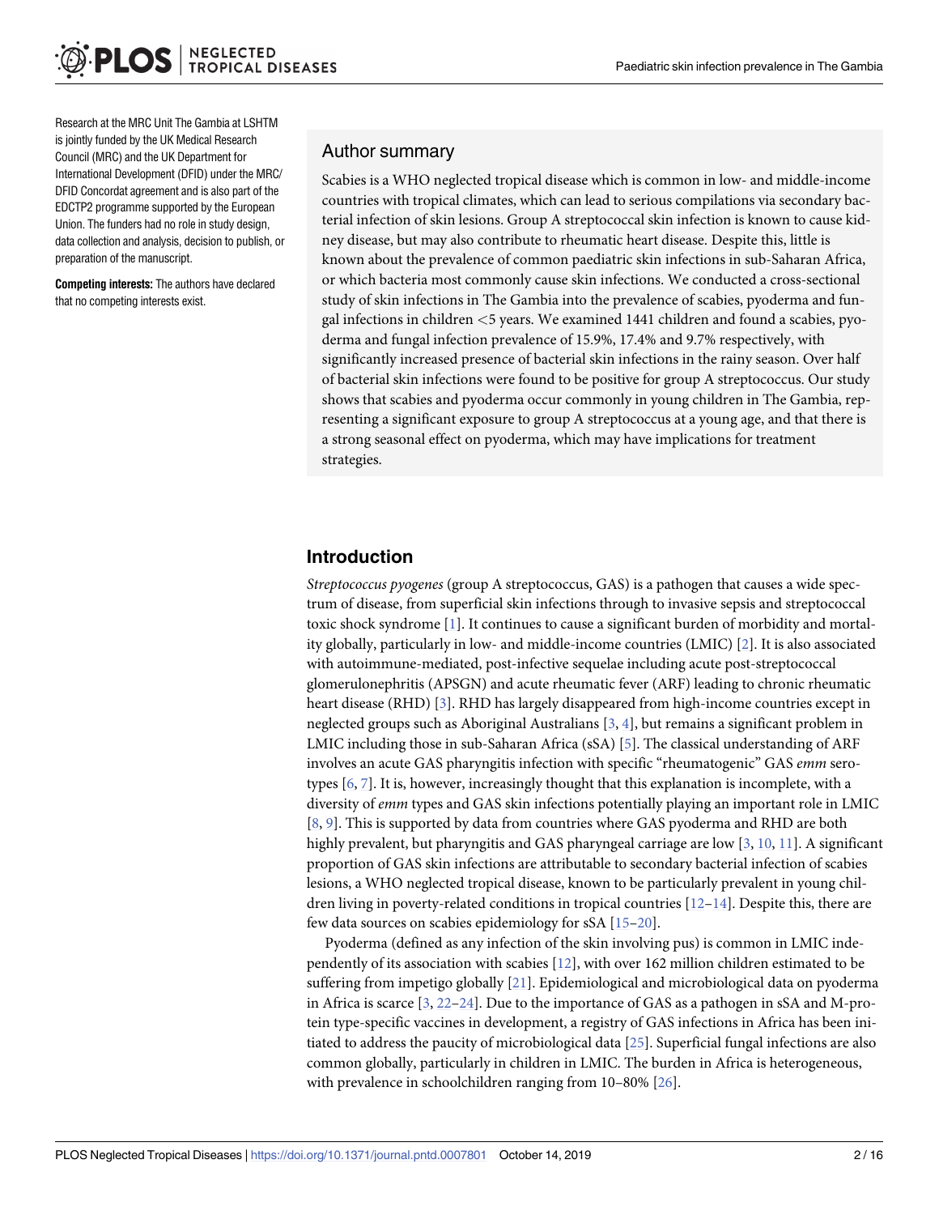Research at the MRC Unit The Gambia at LSHTM is jointly funded by the UK Medical Research Council (MRC) and the UK Department for International Development (DFID) under the MRC/DFID Concordat agreement and is also part of the EDCTP2 programme supported by the European Union. The funders had no role in study design, data collection and analysis, decision to publish, or preparation of the manuscript.

**Competing interests:** The authors have declared that no competing interests exist.

## Author summary

Scabies is a WHO neglected tropical disease which is common in low- and middle-income countries with tropical climates, which can lead to serious compilations via secondary bacterial infection of skin lesions. Group A streptococcal skin infection is known to cause kidney disease, but may also contribute to rheumatic heart disease. Despite this, little is known about the prevalence of common paediatric skin infections in sub-Saharan Africa, or which bacteria most commonly cause skin infections. We conducted a cross-sectional study of skin infections in The Gambia into the prevalence of scabies, pyoderma and fungal infections in children <5 years. We examined 1441 children and found a scabies, pyoderma and fungal infection prevalence of 15.9%, 17.4% and 9.7% respectively, with significantly increased presence of bacterial skin infections in the rainy season. Over half of bacterial skin infections were found to be positive for group A streptococcus. Our study shows that scabies and pyoderma occur commonly in young children in The Gambia, representing a significant exposure to group A streptococcus at a young age, and that there is a strong seasonal effect on pyoderma, which may have implications for treatment strategies.

## Introduction

*Streptococcus pyogenes* (group A streptococcus, GAS) is a pathogen that causes a wide spectrum of disease, from superficial skin infections through to invasive sepsis and streptococcal toxic shock syndrome [1]. It continues to cause a significant burden of morbidity and mortality globally, particularly in low- and middle-income countries (LMIC) [2]. It is also associated with autoimmune-mediated, post-infective sequelae including acute post-streptococcal glomerulonephritis (APSGN) and acute rheumatic fever (ARF) leading to chronic rheumatic heart disease (RHD) [3]. RHD has largely disappeared from high-income countries except in neglected groups such as Aboriginal Australians [3, 4], but remains a significant problem in LMIC including those in sub-Saharan Africa (sSA) [5]. The classical understanding of ARF involves an acute GAS pharyngitis infection with specific "rheumatogenic" GAS *emm* serotypes [6, 7]. It is, however, increasingly thought that this explanation is incomplete, with a diversity of *emm* types and GAS skin infections potentially playing an important role in LMIC [8, 9]. This is supported by data from countries where GAS pyoderma and RHD are both highly prevalent, but pharyngitis and GAS pharyngeal carriage are low [3, 10, 11]. A significant proportion of GAS skin infections are attributable to secondary bacterial infection of scabies lesions, a WHO neglected tropical disease, known to be particularly prevalent in young children living in poverty-related conditions in tropical countries [12–14]. Despite this, there are few data sources on scabies epidemiology for sSA [15–20].

Pyoderma (defined as any infection of the skin involving pus) is common in LMIC independently of its association with scabies [12], with over 162 million children estimated to be suffering from impetigo globally [21]. Epidemiological and microbiological data on pyoderma in Africa is scarce [3, 22–24]. Due to the importance of GAS as a pathogen in sSA and M-protein type-specific vaccines in development, a registry of GAS infections in Africa has been initiated to address the paucity of microbiological data [25]. Superficial fungal infections are also common globally, particularly in children in LMIC. The burden in Africa is heterogeneous, with prevalence in schoolchildren ranging from 10–80% [26].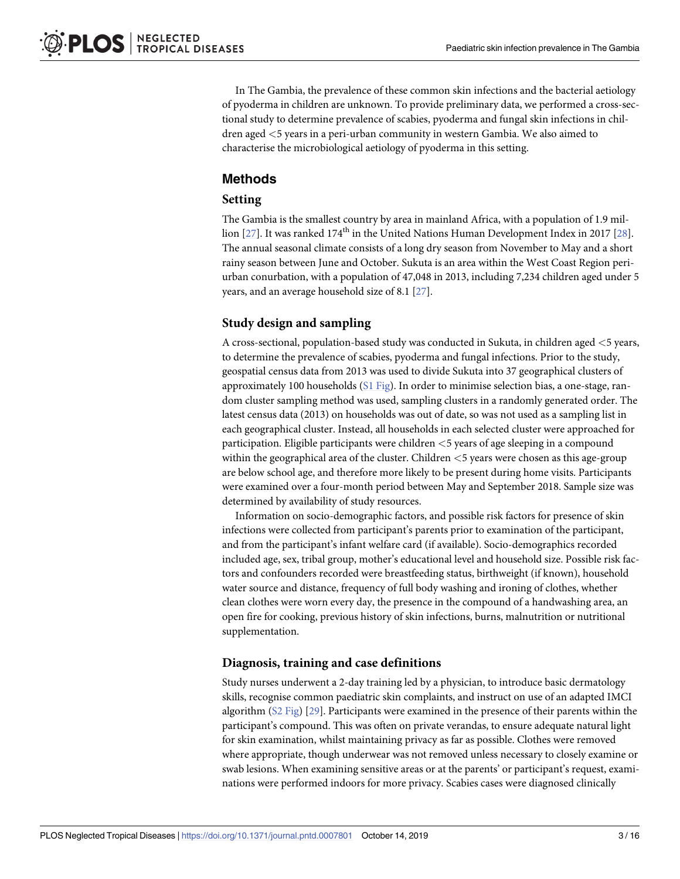In The Gambia, the prevalence of these common skin infections and the bacterial aetiology of pyoderma in children are unknown. To provide preliminary data, we performed a cross-sectional study to determine prevalence of scabies, pyoderma and fungal skin infections in children aged <5 years in a peri-urban community in western Gambia. We also aimed to characterise the microbiological aetiology of pyoderma in this setting.

## Methods

### Setting

The Gambia is the smallest country by area in mainland Africa, with a population of 1.9 million [27]. It was ranked 174th in the United Nations Human Development Index in 2017 [28]. The annual seasonal climate consists of a long dry season from November to May and a short rainy season between June and October. Sukuta is an area within the West Coast Region peri-urban conurbation, with a population of 47,048 in 2013, including 7,234 children aged under 5 years, and an average household size of 8.1 [27].

### Study design and sampling

A cross-sectional, population-based study was conducted in Sukuta, in children aged <5 years, to determine the prevalence of scabies, pyoderma and fungal infections. Prior to the study, geospatial census data from 2013 was used to divide Sukuta into 37 geographical clusters of approximately 100 households (S1 Fig). In order to minimise selection bias, a one-stage, random cluster sampling method was used, sampling clusters in a randomly generated order. The latest census data (2013) on households was out of date, so was not used as a sampling list in each geographical cluster. Instead, all households in each selected cluster were approached for participation. Eligible participants were children <5 years of age sleeping in a compound within the geographical area of the cluster. Children <5 years were chosen as this age-group are below school age, and therefore more likely to be present during home visits. Participants were examined over a four-month period between May and September 2018. Sample size was determined by availability of study resources.

Information on socio-demographic factors, and possible risk factors for presence of skin infections were collected from participant's parents prior to examination of the participant, and from the participant's infant welfare card (if available). Socio-demographics recorded included age, sex, tribal group, mother's educational level and household size. Possible risk factors and confounders recorded were breastfeeding status, birthweight (if known), household water source and distance, frequency of full body washing and ironing of clothes, whether clean clothes were worn every day, the presence in the compound of a handwashing area, an open fire for cooking, previous history of skin infections, burns, malnutrition or nutritional supplementation.

### Diagnosis, training and case definitions

Study nurses underwent a 2-day training led by a physician, to introduce basic dermatology skills, recognise common paediatric skin complaints, and instruct on use of an adapted IMCI algorithm (S2 Fig) [29]. Participants were examined in the presence of their parents within the participant's compound. This was often on private verandas, to ensure adequate natural light for skin examination, whilst maintaining privacy as far as possible. Clothes were removed where appropriate, though underwear was not removed unless necessary to closely examine or swab lesions. When examining sensitive areas or at the parents' or participant's request, examinations were performed indoors for more privacy. Scabies cases were diagnosed clinically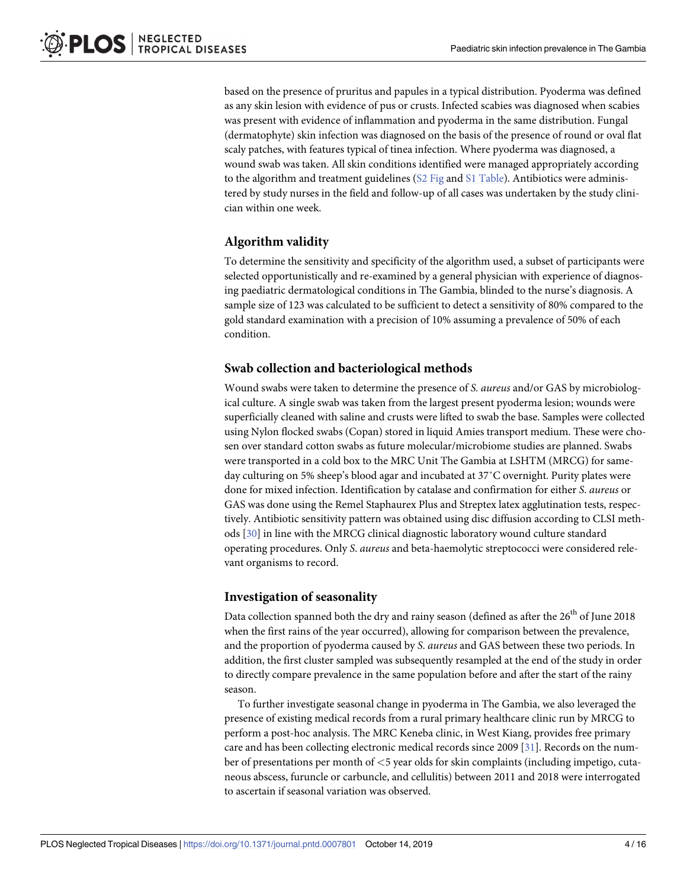based on the presence of pruritus and papules in a typical distribution. Pyoderma was defined as any skin lesion with evidence of pus or crusts. Infected scabies was diagnosed when scabies was present with evidence of inflammation and pyoderma in the same distribution. Fungal (dermatophyte) skin infection was diagnosed on the basis of the presence of round or oval flat scaly patches, with features typical of tinea infection. Where pyoderma was diagnosed, a wound swab was taken. All skin conditions identified were managed appropriately according to the algorithm and treatment guidelines (S2 Fig and S1 Table). Antibiotics were administered by study nurses in the field and follow-up of all cases was undertaken by the study clinician within one week.

## Algorithm validity

To determine the sensitivity and specificity of the algorithm used, a subset of participants were selected opportunistically and re-examined by a general physician with experience of diagnosing paediatric dermatological conditions in The Gambia, blinded to the nurse's diagnosis. A sample size of 123 was calculated to be sufficient to detect a sensitivity of 80% compared to the gold standard examination with a precision of 10% assuming a prevalence of 50% of each condition.

## Swab collection and bacteriological methods

Wound swabs were taken to determine the presence of *S. aureus* and/or GAS by microbiological culture. A single swab was taken from the largest present pyoderma lesion; wounds were superficially cleaned with saline and crusts were lifted to swab the base. Samples were collected using Nylon flocked swabs (Copan) stored in liquid Amies transport medium. These were chosen over standard cotton swabs as future molecular/microbiome studies are planned. Swabs were transported in a cold box to the MRC Unit The Gambia at LSHTM (MRCG) for same-day culturing on 5% sheep's blood agar and incubated at 37˚C overnight. Purity plates were done for mixed infection. Identification by catalase and confirmation for either *S. aureus* or GAS was done using the Remel Staphaurex Plus and Streptex latex agglutination tests, respectively. Antibiotic sensitivity pattern was obtained using disc diffusion according to CLSI methods [30] in line with the MRCG clinical diagnostic laboratory wound culture standard operating procedures. Only *S. aureus* and beta-haemolytic streptococci were considered relevant organisms to record.

## Investigation of seasonality

Data collection spanned both the dry and rainy season (defined as after the 26th of June 2018 when the first rains of the year occurred), allowing for comparison between the prevalence, and the proportion of pyoderma caused by *S. aureus* and GAS between these two periods. In addition, the first cluster sampled was subsequently resampled at the end of the study in order to directly compare prevalence in the same population before and after the start of the rainy season.

To further investigate seasonal change in pyoderma in The Gambia, we also leveraged the presence of existing medical records from a rural primary healthcare clinic run by MRCG to perform a post-hoc analysis. The MRC Keneba clinic, in West Kiang, provides free primary care and has been collecting electronic medical records since 2009 [31]. Records on the number of presentations per month of <5 year olds for skin complaints (including impetigo, cutaneous abscess, furuncle or carbuncle, and cellulitis) between 2011 and 2018 were interrogated to ascertain if seasonal variation was observed.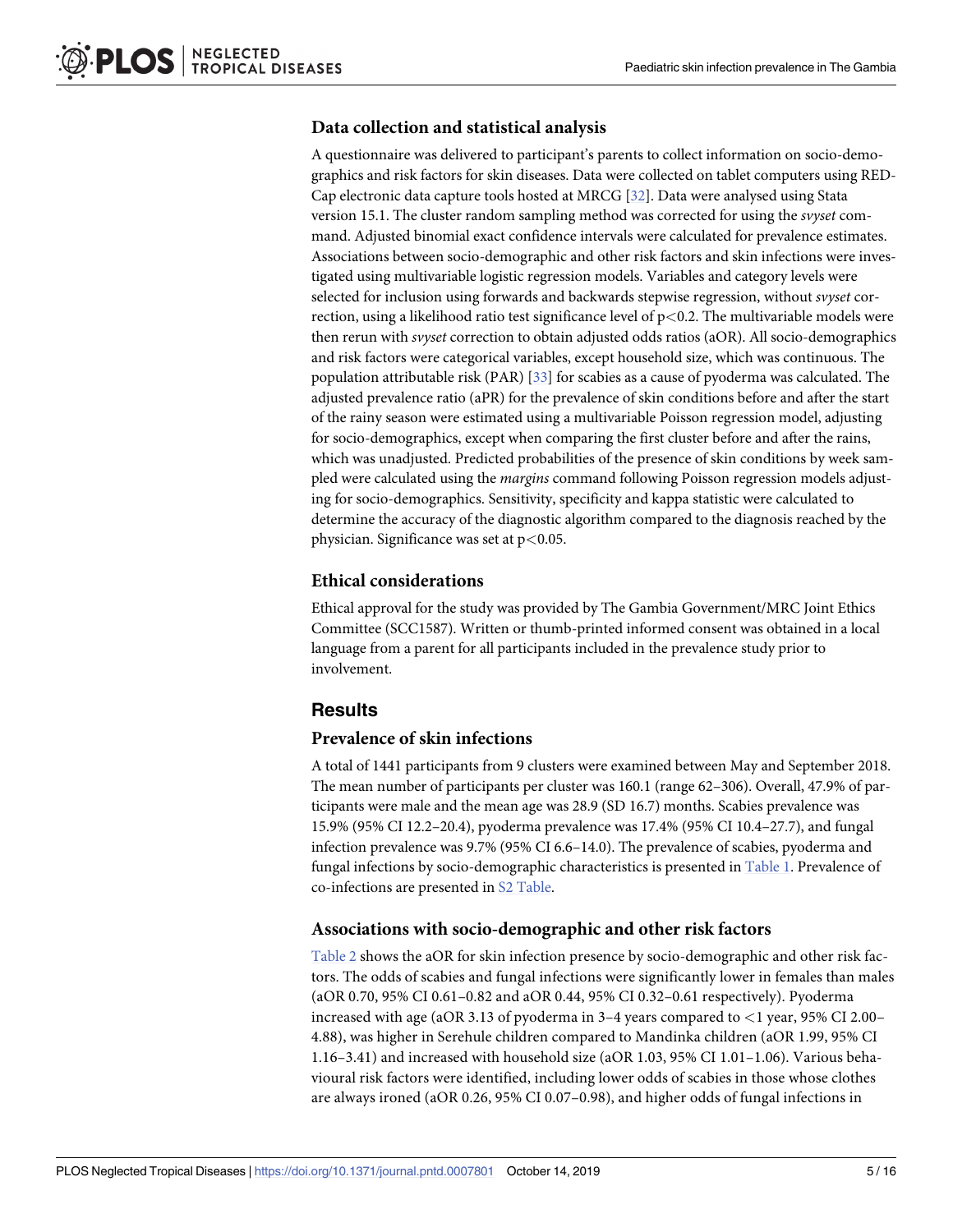### Data collection and statistical analysis

A questionnaire was delivered to participant's parents to collect information on socio-demographics and risk factors for skin diseases. Data were collected on tablet computers using REDCap electronic data capture tools hosted at MRCG [32]. Data were analysed using Stata version 15.1. The cluster random sampling method was corrected for using the *svyset* command. Adjusted binomial exact confidence intervals were calculated for prevalence estimates. Associations between socio-demographic and other risk factors and skin infections were investigated using multivariable logistic regression models. Variables and category levels were selected for inclusion using forwards and backwards stepwise regression, without *svyset* correction, using a likelihood ratio test significance level of $p<0.2$. The multivariable models were then rerun with *svyset* correction to obtain adjusted odds ratios (aOR). All socio-demographics and risk factors were categorical variables, except household size, which was continuous. The population attributable risk (PAR) [33] for scabies as a cause of pyoderma was calculated. The adjusted prevalence ratio (aPR) for the prevalence of skin conditions before and after the start of the rainy season were estimated using a multivariable Poisson regression model, adjusting for socio-demographics, except when comparing the first cluster before and after the rains, which was unadjusted. Predicted probabilities of the presence of skin conditions by week sampled were calculated using the *margins* command following Poisson regression models adjusting for socio-demographics. Sensitivity, specificity and kappa statistic were calculated to determine the accuracy of the diagnostic algorithm compared to the diagnosis reached by the physician. Significance was set at $p<0.05$.

### Ethical considerations

Ethical approval for the study was provided by The Gambia Government/MRC Joint Ethics Committee (SCC1587). Written or thumb-printed informed consent was obtained in a local language from a parent for all participants included in the prevalence study prior to involvement.

## Results

### Prevalence of skin infections

A total of 1441 participants from 9 clusters were examined between May and September 2018. The mean number of participants per cluster was 160.1 (range 62–306). Overall, 47.9% of participants were male and the mean age was 28.9 (SD 16.7) months. Scabies prevalence was 15.9% (95% CI 12.2–20.4), pyoderma prevalence was 17.4% (95% CI 10.4–27.7), and fungal infection prevalence was 9.7% (95% CI 6.6–14.0). The prevalence of scabies, pyoderma and fungal infections by socio-demographic characteristics is presented in Table 1. Prevalence of co-infections are presented in S2 Table.

### Associations with socio-demographic and other risk factors

Table 2 shows the aOR for skin infection presence by socio-demographic and other risk factors. The odds of scabies and fungal infections were significantly lower in females than males (aOR 0.70, 95% CI 0.61–0.82 and aOR 0.44, 95% CI 0.32–0.61 respectively). Pyoderma increased with age (aOR 3.13 of pyoderma in 3–4 years compared to <1 year, 95% CI 2.00–4.88), was higher in Serehule children compared to Mandinka children (aOR 1.99, 95% CI 1.16–3.41) and increased with household size (aOR 1.03, 95% CI 1.01–1.06). Various behavioural risk factors were identified, including lower odds of scabies in those whose clothes are always ironed (aOR 0.26, 95% CI 0.07–0.98), and higher odds of fungal infections in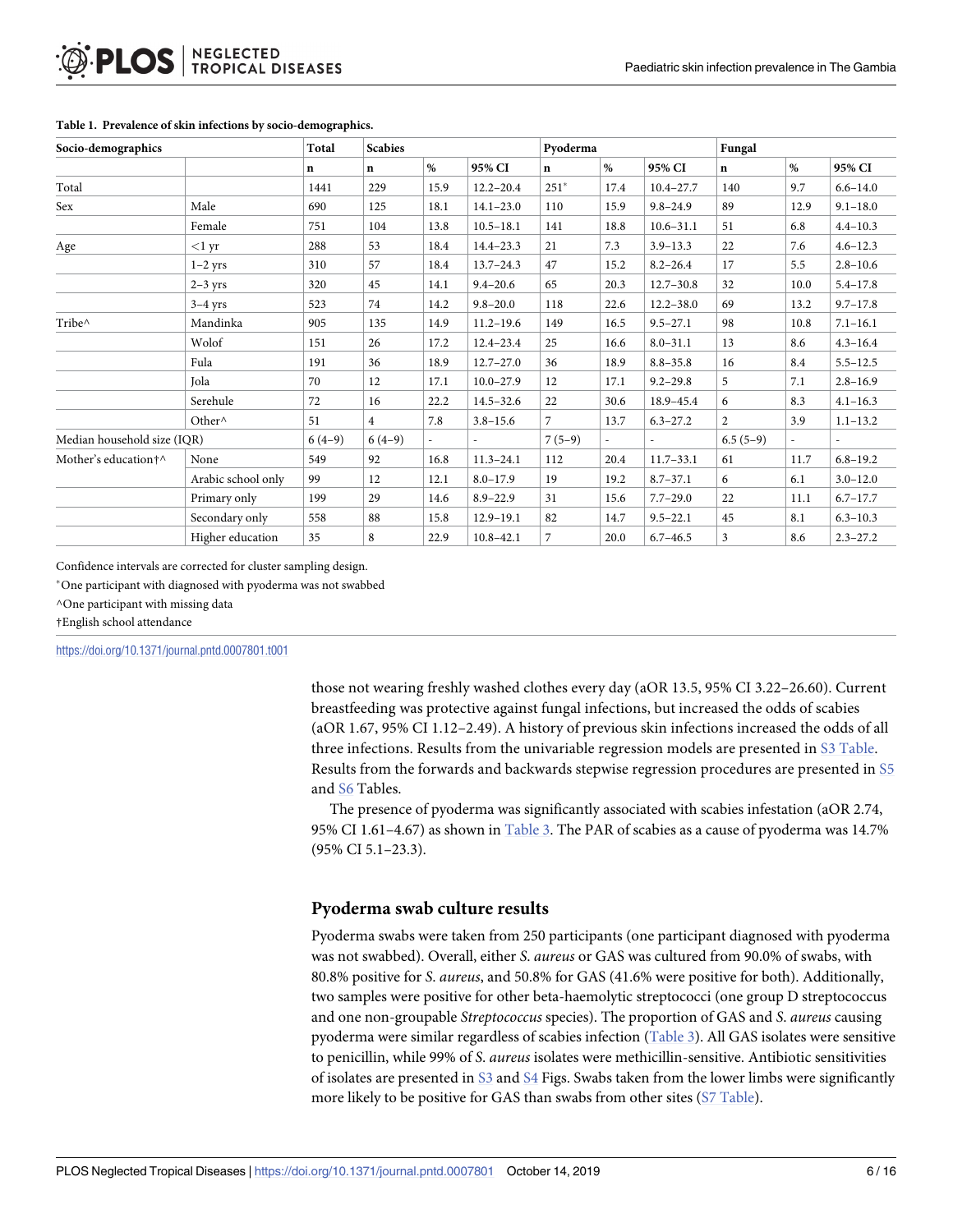**Table 1. Prevalence of skin infections by socio-demographics.**

| Socio-demographics | | Total | Scabies | | | Pyoderma | | | Fungal | | |
|---|---|---|---|---|---|---|---|---|---|---|---|
| | | n | n | % | 95% CI | n | % | 95% CI | n | % | 95% CI |
| Total | | 1441 | 229 | 15.9 | 12.2–20.4 | 251* | 17.4 | 10.4–27.7 | 140 | 9.7 | 6.6–14.0 |
| Sex | Male | 690 | 125 | 18.1 | 14.1–23.0 | 110 | 15.9 | 9.8–24.9 | 89 | 12.9 | 9.1–18.0 |
| | Female | 751 | 104 | 13.8 | 10.5–18.1 | 141 | 18.8 | 10.6–31.1 | 51 | 6.8 | 4.4–10.3 |
| Age | <1 yr | 288 | 53 | 18.4 | 14.4–23.3 | 21 | 7.3 | 3.9–13.3 | 22 | 7.6 | 4.6–12.3 |
| | 1–2 yrs | 310 | 57 | 18.4 | 13.7–24.3 | 47 | 15.2 | 8.2–26.4 | 17 | 5.5 | 2.8–10.6 |
| | 2–3 yrs | 320 | 45 | 14.1 | 9.4–20.6 | 65 | 20.3 | 12.7–30.8 | 32 | 10.0 | 5.4–17.8 |
| | 3–4 yrs | 523 | 74 | 14.2 | 9.8–20.0 | 118 | 22.6 | 12.2–38.0 | 69 | 13.2 | 9.7–17.8 |
| Tribe^ | Mandinka | 905 | 135 | 14.9 | 11.2–19.6 | 149 | 16.5 | 9.5–27.1 | 98 | 10.8 | 7.1–16.1 |
| | Wolof | 151 | 26 | 17.2 | 12.4–23.4 | 25 | 16.6 | 8.0–31.1 | 13 | 8.6 | 4.3–16.4 |
| | Fula | 191 | 36 | 18.9 | 12.7–27.0 | 36 | 18.9 | 8.8–35.8 | 16 | 8.4 | 5.5–12.5 |
| | Jola | 70 | 12 | 17.1 | 10.0–27.9 | 12 | 17.1 | 9.2–29.8 | 5 | 7.1 | 2.8–16.9 |
| | Serehule | 72 | 16 | 22.2 | 14.5–32.6 | 22 | 30.6 | 18.9–45.4 | 6 | 8.3 | 4.1–16.3 |
| | Other^ | 51 | 4 | 7.8 | 3.8–15.6 | 7 | 13.7 | 6.3–27.2 | 2 | 3.9 | 1.1–13.2 |
| Median household size (IQR) | | 6 (4–9) | 6 (4–9) | - | - | 7 (5–9) | - | - | 6.5 (5–9) | - | - |
| Mother's education†^ | None | 549 | 92 | 16.8 | 11.3–24.1 | 112 | 20.4 | 11.7–33.1 | 61 | 11.7 | 6.8–19.2 |
| | Arabic school only | 99 | 12 | 12.1 | 8.0–17.9 | 19 | 19.2 | 8.7–37.1 | 6 | 6.1 | 3.0–12.0 |
| | Primary only | 199 | 29 | 14.6 | 8.9–22.9 | 31 | 15.6 | 7.7–29.0 | 22 | 11.1 | 6.7–17.7 |
| | Secondary only | 558 | 88 | 15.8 | 12.9–19.1 | 82 | 14.7 | 9.5–22.1 | 45 | 8.1 | 6.3–10.3 |
| | Higher education | 35 | 8 | 22.9 | 10.8–42.1 | 7 | 20.0 | 6.7–46.5 | 3 | 8.6 | 2.3–27.2 |

Confidence intervals are corrected for cluster sampling design.

*One participant with diagnosed with pyoderma was not swabbed

^One participant with missing data

†English school attendance

https://doi.org/10.1371/journal.pntd.0007801.t001

those not wearing freshly washed clothes every day (aOR 13.5, 95% CI 3.22–26.60). Current breastfeeding was protective against fungal infections, but increased the odds of scabies (aOR 1.67, 95% CI 1.12–2.49). A history of previous skin infections increased the odds of all three infections. Results from the univariable regression models are presented in S3 Table. Results from the forwards and backwards stepwise regression procedures are presented in S5 and S6 Tables.

The presence of pyoderma was significantly associated with scabies infestation (aOR 2.74, 95% CI 1.61–4.67) as shown in Table 3. The PAR of scabies as a cause of pyoderma was 14.7% (95% CI 5.1–23.3).

## Pyoderma swab culture results

Pyoderma swabs were taken from 250 participants (one participant diagnosed with pyoderma was not swabbed). Overall, either *S. aureus* or GAS was cultured from 90.0% of swabs, with 80.8% positive for *S. aureus*, and 50.8% for GAS (41.6% were positive for both). Additionally, two samples were positive for other beta-haemolytic streptococci (one group D streptococcus and one non-groupable *Streptococcus* species). The proportion of GAS and *S. aureus* causing pyoderma were similar regardless of scabies infection (Table 3). All GAS isolates were sensitive to penicillin, while 99% of *S. aureus* isolates were methicillin-sensitive. Antibiotic sensitivities of isolates are presented in S3 and S4 Figs. Swabs taken from the lower limbs were significantly more likely to be positive for GAS than swabs from other sites (S7 Table).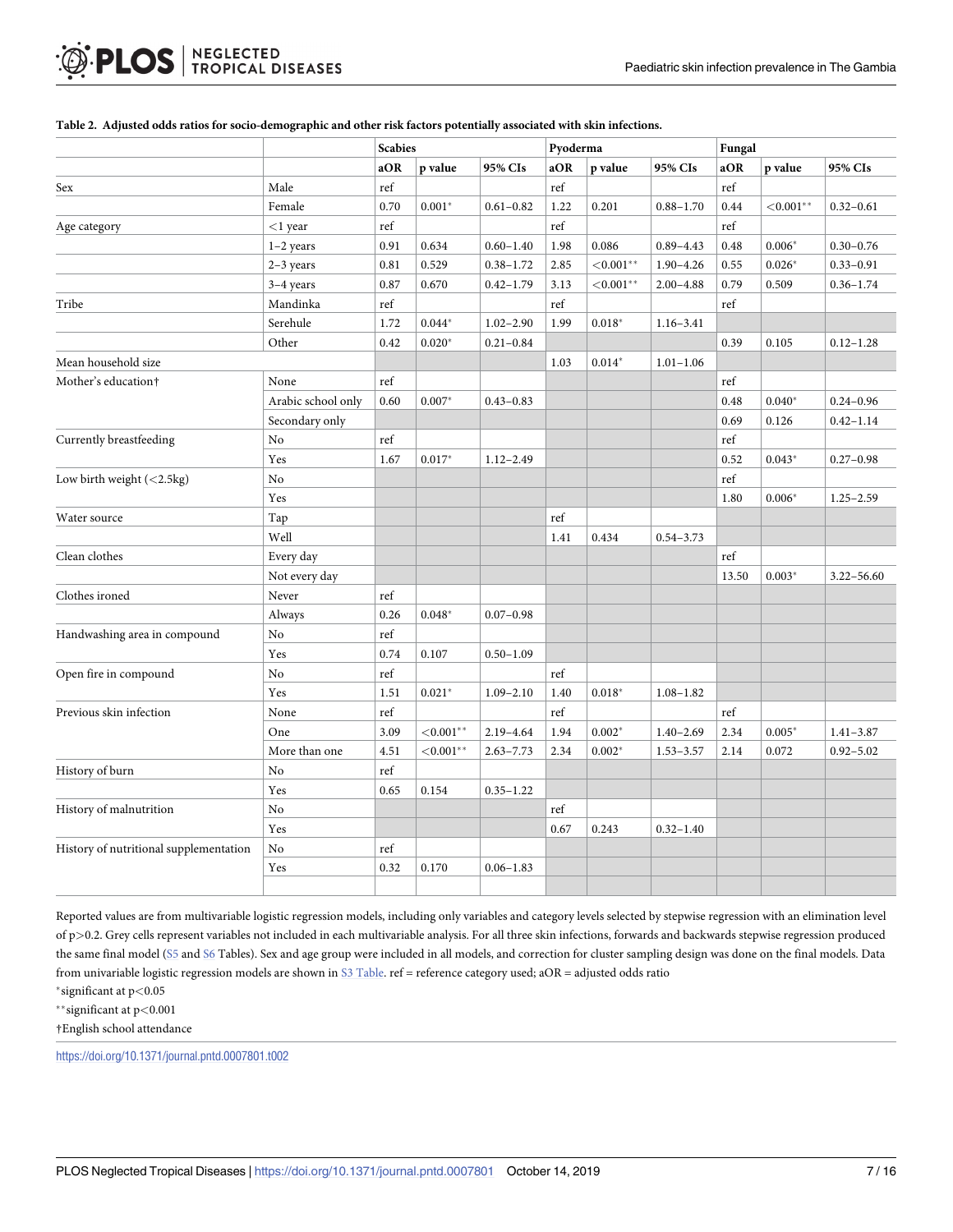**Table 2. Adjusted odds ratios for socio-demographic and other risk factors potentially associated with skin infections.**

| | | Scabies | | | Pyoderma | | | Fungal | | |
|---|---|---|---|---|---|---|---|---|---|---|
| | | aOR | p value | 95% CIs | aOR | p value | 95% CIs | aOR | p value | 95% CIs |
| Sex | Male | ref | | | ref | | | ref | | |
| | Female | 0.70 | 0.001* | 0.61–0.82 | 1.22 | 0.201 | 0.88–1.70 | 0.44 | <0.001** | 0.32–0.61 |
| Age category | <1 year | ref | | | ref | | | ref | | |
| | 1–2 years | 0.91 | 0.634 | 0.60–1.40 | 1.98 | 0.086 | 0.89–4.43 | 0.48 | 0.006* | 0.30–0.76 |
| | 2–3 years | 0.81 | 0.529 | 0.38–1.72 | 2.85 | <0.001** | 1.90–4.26 | 0.55 | 0.026* | 0.33–0.91 |
| | 3–4 years | 0.87 | 0.670 | 0.42–1.79 | 3.13 | <0.001** | 2.00–4.88 | 0.79 | 0.509 | 0.36–1.74 |
| Tribe | Mandinka | ref | | | ref | | | ref | | |
| | Serehule | 1.72 | 0.044* | 1.02–2.90 | 1.99 | 0.018* | 1.16–3.41 | | | |
| | Other | 0.42 | 0.020* | 0.21–0.84 | | | | 0.39 | 0.105 | 0.12–1.28 |
| Mean household size | | | | | 1.03 | 0.014* | 1.01–1.06 | | | |
| Mother's education† | None | ref | | | | | | ref | | |
| | Arabic school only | 0.60 | 0.007* | 0.43–0.83 | | | | 0.48 | 0.040* | 0.24–0.96 |
| | Secondary only | | | | | | | 0.69 | 0.126 | 0.42–1.14 |
| Currently breastfeeding | No | ref | | | | | | ref | | |
| | Yes | 1.67 | 0.017* | 1.12–2.49 | | | | 0.52 | 0.043* | 0.27–0.98 |
| Low birth weight (<2.5kg) | No | | | | | | | ref | | |
| | Yes | | | | | | | 1.80 | 0.006* | 1.25–2.59 |
| Water source | Tap | | | | ref | | | | | |
| | Well | | | | 1.41 | 0.434 | 0.54–3.73 | | | |
| Clean clothes | Every day | | | | | | | ref | | |
| | Not every day | | | | | | | 13.50 | 0.003* | 3.22–56.60 |
| Clothes ironed | Never | ref | | | | | | | | |
| | Always | 0.26 | 0.048* | 0.07–0.98 | | | | | | |
| Handwashing area in compound | No | ref | | | | | | | | |
| | Yes | 0.74 | 0.107 | 0.50–1.09 | | | | | | |
| Open fire in compound | No | ref | | | ref | | | | | |
| | Yes | 1.51 | 0.021* | 1.09–2.10 | 1.40 | 0.018* | 1.08–1.82 | | | |
| Previous skin infection | None | ref | | | ref | | | ref | | |
| | One | 3.09 | <0.001** | 2.19–4.64 | 1.94 | 0.002* | 1.40–2.69 | 2.34 | 0.005* | 1.41–3.87 |
| | More than one | 4.51 | <0.001** | 2.63–7.73 | 2.34 | 0.002* | 1.53–3.57 | 2.14 | 0.072 | 0.92–5.02 |
| History of burn | No | ref | | | | | | | | |
| | Yes | 0.65 | 0.154 | 0.35–1.22 | | | | | | |
| History of malnutrition | No | | | | ref | | | | | |
| | Yes | | | | 0.67 | 0.243 | 0.32–1.40 | | | |
| History of nutritional supplementation | No | ref | | | | | | | | |
| | Yes | 0.32 | 0.170 | 0.06–1.83 | | | | | | |

Reported values are from multivariable logistic regression models, including only variables and category levels selected by stepwise regression with an elimination level of p>0.2. Grey cells represent variables not included in each multivariable analysis. For all three skin infections, forwards and backwards stepwise regression produced the same final model (S5 and S6 Tables). Sex and age group were included in all models, and correction for cluster sampling design was done on the final models. Data from univariable logistic regression models are shown in S3 Table. ref = reference category used; aOR = adjusted odds ratio

*significant at $p<0.05$

**significant at $p<0.001$

†English school attendance

https://doi.org/10.1371/journal.pntd.0007801.t002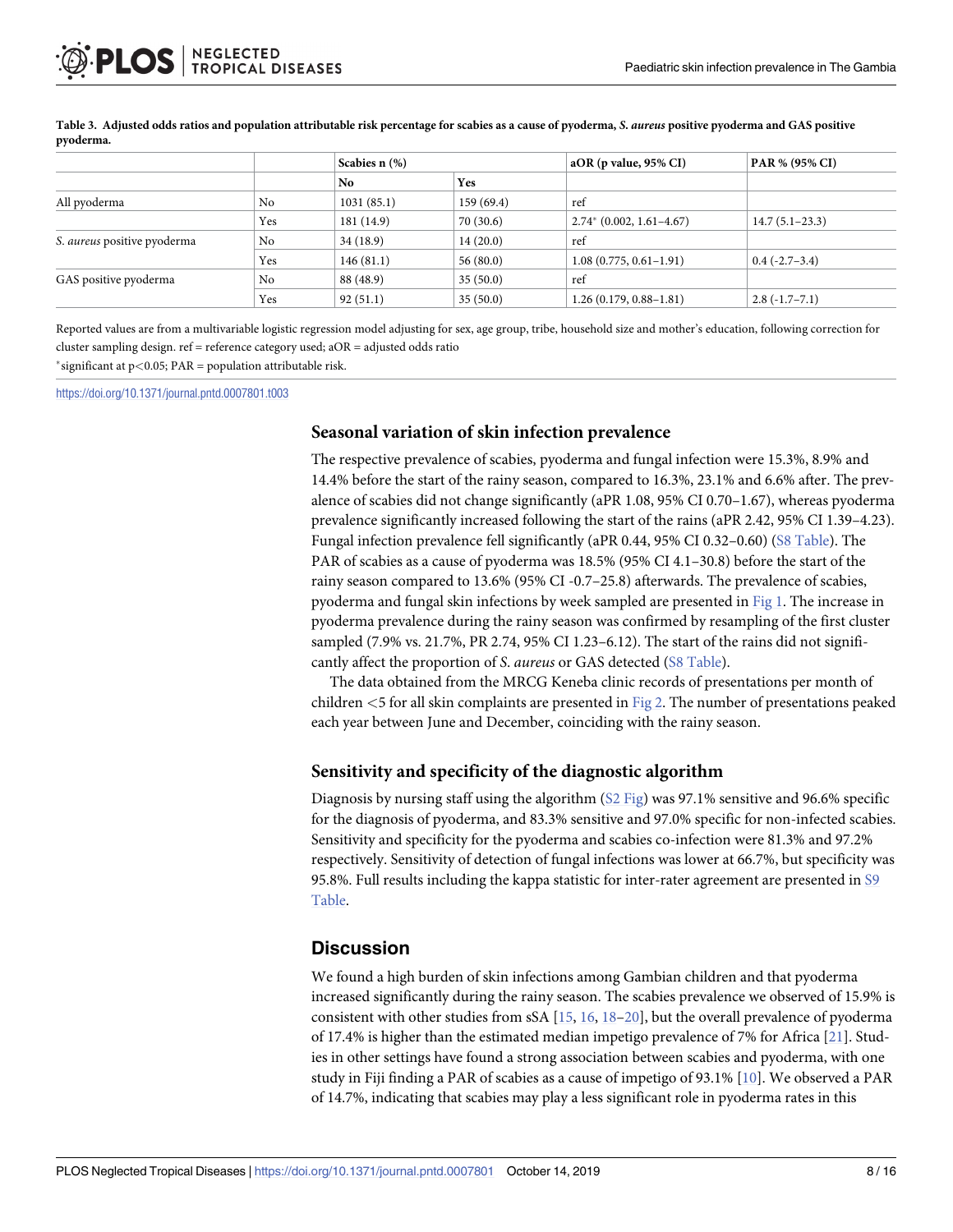**Table 3. Adjusted odds ratios and population attributable risk percentage for scabies as a cause of pyoderma, *S. aureus* positive pyoderma and GAS positive pyoderma.**

| | | Scabies n (%) | | aOR (p value, 95% CI) | PAR % (95% CI) |
|---|---|---|---|---|---|
| | | No | Yes | | |
| All pyoderma | No | 1031 (85.1) | 159 (69.4) | ref | |
| | Yes | 181 (14.9) | 70 (30.6) | 2.74* (0.002, 1.61–4.67) | 14.7 (5.1–23.3) |
| *S. aureus* positive pyoderma | No | 34 (18.9) | 14 (20.0) | ref | |
| | Yes | 146 (81.1) | 56 (80.0) | 1.08 (0.775, 0.61–1.91) | 0.4 (-2.7–3.4) |
| GAS positive pyoderma | No | 88 (48.9) | 35 (50.0) | ref | |
| | Yes | 92 (51.1) | 35 (50.0) | 1.26 (0.179, 0.88–1.81) | 2.8 (-1.7–7.1) |

Reported values are from a multivariable logistic regression model adjusting for sex, age group, tribe, household size and mother's education, following correction for cluster sampling design. ref = reference category used; aOR = adjusted odds ratio

*significant at $p<0.05$; PAR = population attributable risk.

https://doi.org/10.1371/journal.pntd.0007801.t003

### Seasonal variation of skin infection prevalence

The respective prevalence of scabies, pyoderma and fungal infection were 15.3%, 8.9% and 14.4% before the start of the rainy season, compared to 16.3%, 23.1% and 6.6% after. The prevalence of scabies did not change significantly (aPR 1.08, 95% CI 0.70–1.67), whereas pyoderma prevalence significantly increased following the start of the rains (aPR 2.42, 95% CI 1.39–4.23). Fungal infection prevalence fell significantly (aPR 0.44, 95% CI 0.32–0.60) (S8 Table). The PAR of scabies as a cause of pyoderma was 18.5% (95% CI 4.1–30.8) before the start of the rainy season compared to 13.6% (95% CI -0.7–25.8) afterwards. The prevalence of scabies, pyoderma and fungal skin infections by week sampled are presented in Fig 1. The increase in pyoderma prevalence during the rainy season was confirmed by resampling of the first cluster sampled (7.9% vs. 21.7%, PR 2.74, 95% CI 1.23–6.12). The start of the rains did not significantly affect the proportion of *S. aureus* or GAS detected (S8 Table).

The data obtained from the MRCG Keneba clinic records of presentations per month of children <5 for all skin complaints are presented in Fig 2. The number of presentations peaked each year between June and December, coinciding with the rainy season.

### Sensitivity and specificity of the diagnostic algorithm

Diagnosis by nursing staff using the algorithm (S2 Fig) was 97.1% sensitive and 96.6% specific for the diagnosis of pyoderma, and 83.3% sensitive and 97.0% specific for non-infected scabies. Sensitivity and specificity for the pyoderma and scabies co-infection were 81.3% and 97.2% respectively. Sensitivity of detection of fungal infections was lower at 66.7%, but specificity was 95.8%. Full results including the kappa statistic for inter-rater agreement are presented in S9 Table.

## Discussion

We found a high burden of skin infections among Gambian children and that pyoderma increased significantly during the rainy season. The scabies prevalence we observed of 15.9% is consistent with other studies from sSA [15, 16, 18–20], but the overall prevalence of pyoderma of 17.4% is higher than the estimated median impetigo prevalence of 7% for Africa [21]. Studies in other settings have found a strong association between scabies and pyoderma, with one study in Fiji finding a PAR of scabies as a cause of impetigo of 93.1% [10]. We observed a PAR of 14.7%, indicating that scabies may play a less significant role in pyoderma rates in this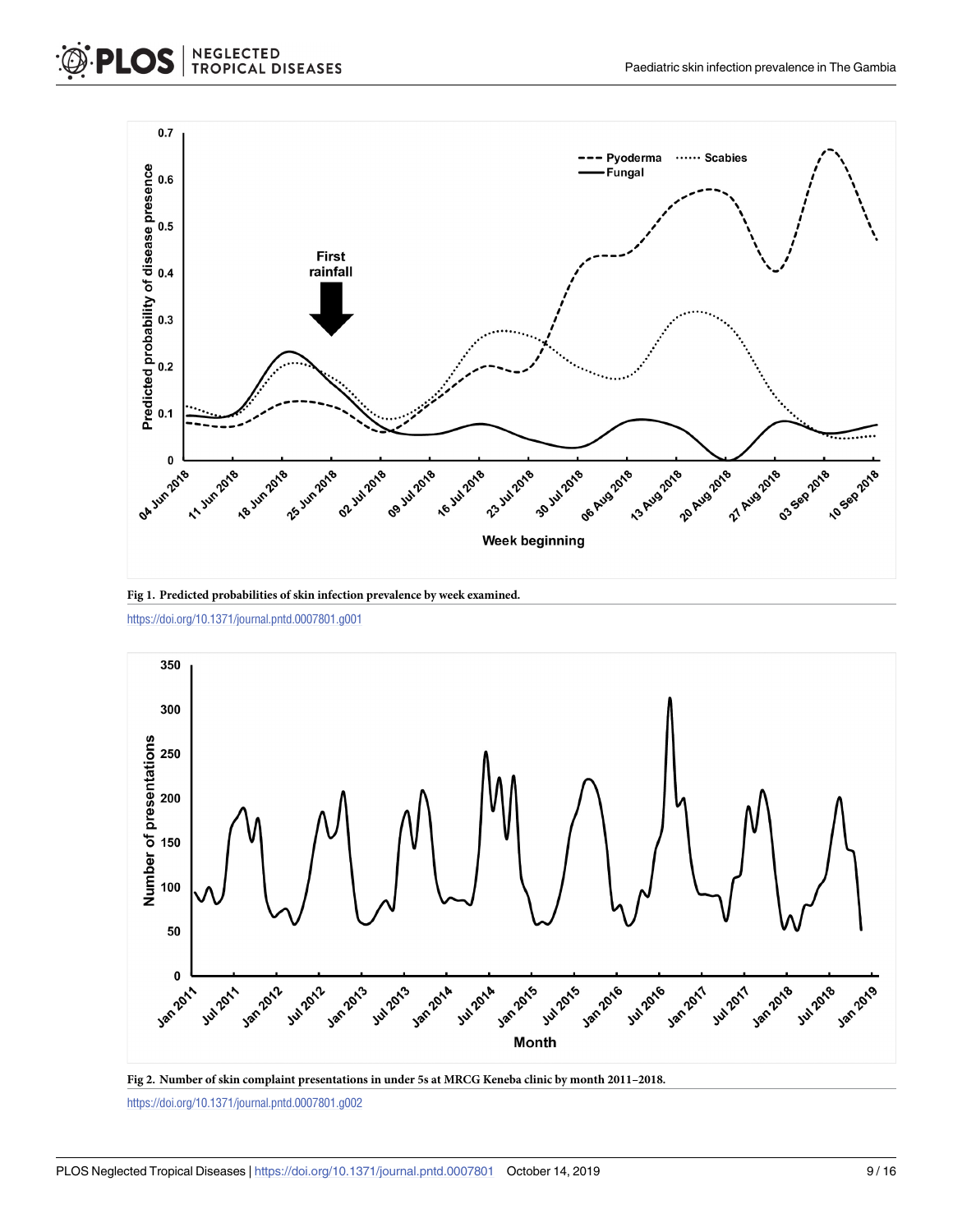**Fig 1. Predicted probabilities of skin infection prevalence by week examined.**

https://doi.org/10.1371/journal.pntd.0007801.g001

**Fig 2. Number of skin complaint presentations in under 5s at MRCG Keneba clinic by month 2011–2018.**

https://doi.org/10.1371/journal.pntd.0007801.g002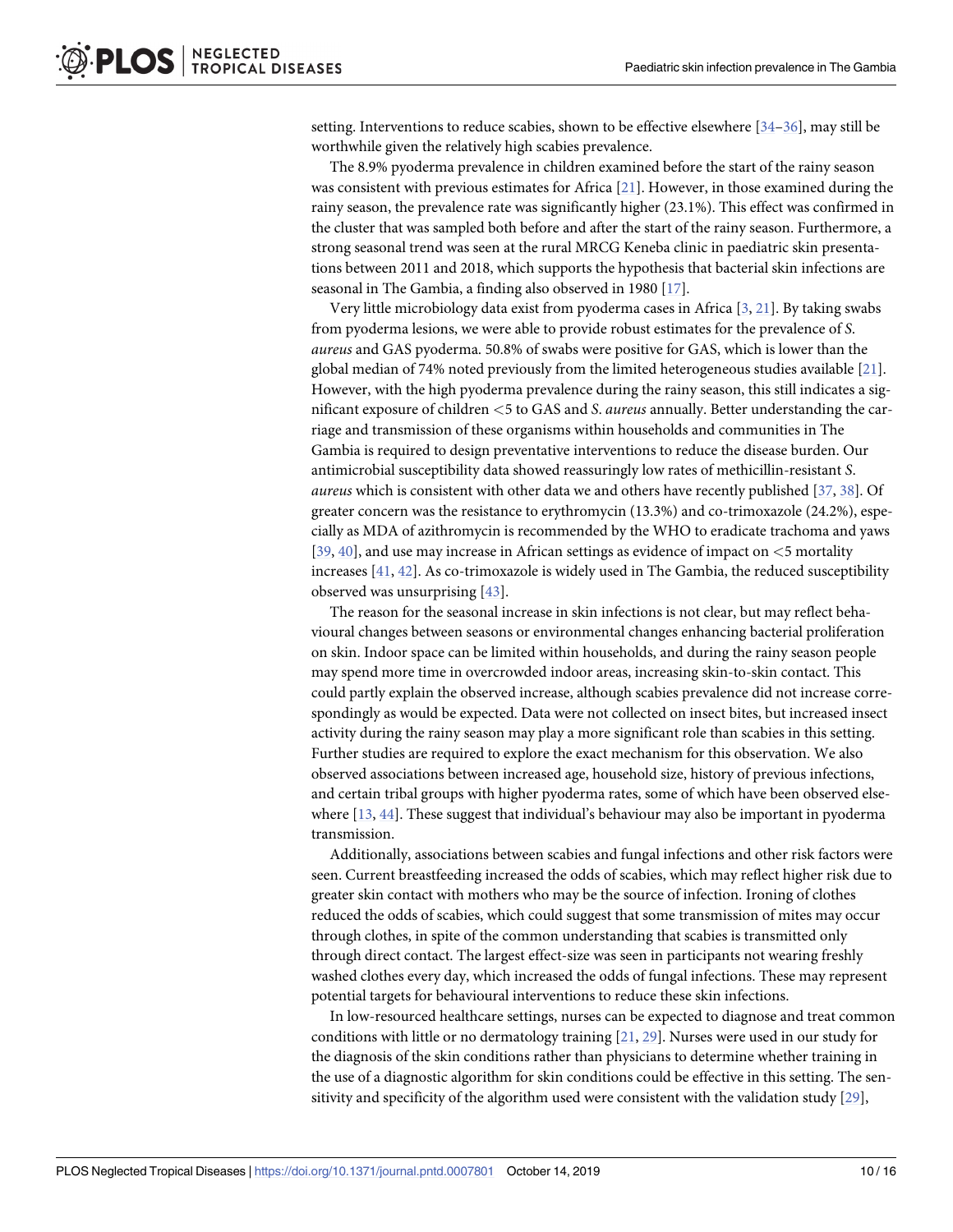setting. Interventions to reduce scabies, shown to be effective elsewhere [34–36], may still be worthwhile given the relatively high scabies prevalence.

The 8.9% pyoderma prevalence in children examined before the start of the rainy season was consistent with previous estimates for Africa [21]. However, in those examined during the rainy season, the prevalence rate was significantly higher (23.1%). This effect was confirmed in the cluster that was sampled both before and after the start of the rainy season. Furthermore, a strong seasonal trend was seen at the rural MRCG Keneba clinic in paediatric skin presentations between 2011 and 2018, which supports the hypothesis that bacterial skin infections are seasonal in The Gambia, a finding also observed in 1980 [17].

Very little microbiology data exist from pyoderma cases in Africa [3, 21]. By taking swabs from pyoderma lesions, we were able to provide robust estimates for the prevalence of *S. aureus* and GAS pyoderma. 50.8% of swabs were positive for GAS, which is lower than the global median of 74% noted previously from the limited heterogeneous studies available [21]. However, with the high pyoderma prevalence during the rainy season, this still indicates a significant exposure of children <5 to GAS and *S. aureus* annually. Better understanding the carriage and transmission of these organisms within households and communities in The Gambia is required to design preventative interventions to reduce the disease burden. Our antimicrobial susceptibility data showed reassuringly low rates of methicillin-resistant *S. aureus* which is consistent with other data we and others have recently published [37, 38]. Of greater concern was the resistance to erythromycin (13.3%) and co-trimoxazole (24.2%), especially as MDA of azithromycin is recommended by the WHO to eradicate trachoma and yaws [39, 40], and use may increase in African settings as evidence of impact on <5 mortality increases [41, 42]. As co-trimoxazole is widely used in The Gambia, the reduced susceptibility observed was unsurprising [43].

The reason for the seasonal increase in skin infections is not clear, but may reflect behavioural changes between seasons or environmental changes enhancing bacterial proliferation on skin. Indoor space can be limited within households, and during the rainy season people may spend more time in overcrowded indoor areas, increasing skin-to-skin contact. This could partly explain the observed increase, although scabies prevalence did not increase correspondingly as would be expected. Data were not collected on insect bites, but increased insect activity during the rainy season may play a more significant role than scabies in this setting. Further studies are required to explore the exact mechanism for this observation. We also observed associations between increased age, household size, history of previous infections, and certain tribal groups with higher pyoderma rates, some of which have been observed elsewhere [13, 44]. These suggest that individual's behaviour may also be important in pyoderma transmission.

Additionally, associations between scabies and fungal infections and other risk factors were seen. Current breastfeeding increased the odds of scabies, which may reflect higher risk due to greater skin contact with mothers who may be the source of infection. Ironing of clothes reduced the odds of scabies, which could suggest that some transmission of mites may occur through clothes, in spite of the common understanding that scabies is transmitted only through direct contact. The largest effect-size was seen in participants not wearing freshly washed clothes every day, which increased the odds of fungal infections. These may represent potential targets for behavioural interventions to reduce these skin infections.

In low-resourced healthcare settings, nurses can be expected to diagnose and treat common conditions with little or no dermatology training [21, 29]. Nurses were used in our study for the diagnosis of the skin conditions rather than physicians to determine whether training in the use of a diagnostic algorithm for skin conditions could be effective in this setting. The sensitivity and specificity of the algorithm used were consistent with the validation study [29],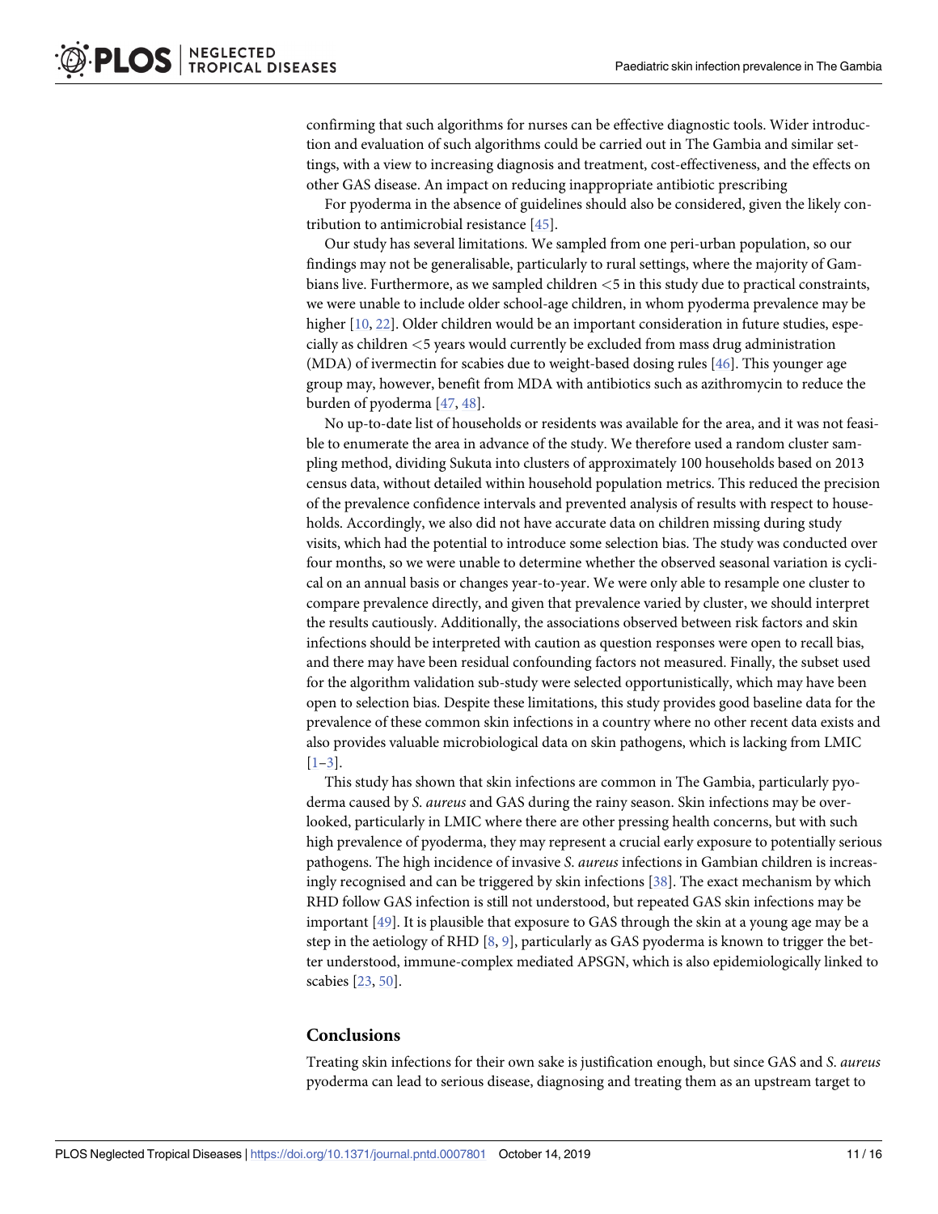confirming that such algorithms for nurses can be effective diagnostic tools. Wider introduction and evaluation of such algorithms could be carried out in The Gambia and similar settings, with a view to increasing diagnosis and treatment, cost-effectiveness, and the effects on other GAS disease. An impact on reducing inappropriate antibiotic prescribing

For pyoderma in the absence of guidelines should also be considered, given the likely contribution to antimicrobial resistance [45].

Our study has several limitations. We sampled from one peri-urban population, so our findings may not be generalisable, particularly to rural settings, where the majority of Gambians live. Furthermore, as we sampled children <5 in this study due to practical constraints, we were unable to include older school-age children, in whom pyoderma prevalence may be higher [10, 22]. Older children would be an important consideration in future studies, especially as children <5 years would currently be excluded from mass drug administration (MDA) of ivermectin for scabies due to weight-based dosing rules [46]. This younger age group may, however, benefit from MDA with antibiotics such as azithromycin to reduce the burden of pyoderma [47, 48].

No up-to-date list of households or residents was available for the area, and it was not feasible to enumerate the area in advance of the study. We therefore used a random cluster sampling method, dividing Sukuta into clusters of approximately 100 households based on 2013 census data, without detailed within household population metrics. This reduced the precision of the prevalence confidence intervals and prevented analysis of results with respect to households. Accordingly, we also did not have accurate data on children missing during study visits, which had the potential to introduce some selection bias. The study was conducted over four months, so we were unable to determine whether the observed seasonal variation is cyclical on an annual basis or changes year-to-year. We were only able to resample one cluster to compare prevalence directly, and given that prevalence varied by cluster, we should interpret the results cautiously. Additionally, the associations observed between risk factors and skin infections should be interpreted with caution as question responses were open to recall bias, and there may have been residual confounding factors not measured. Finally, the subset used for the algorithm validation sub-study were selected opportunistically, which may have been open to selection bias. Despite these limitations, this study provides good baseline data for the prevalence of these common skin infections in a country where no other recent data exists and also provides valuable microbiological data on skin pathogens, which is lacking from LMIC [1–3].

This study has shown that skin infections are common in The Gambia, particularly pyoderma caused by *S. aureus* and GAS during the rainy season. Skin infections may be overlooked, particularly in LMIC where there are other pressing health concerns, but with such high prevalence of pyoderma, they may represent a crucial early exposure to potentially serious pathogens. The high incidence of invasive *S. aureus* infections in Gambian children is increasingly recognised and can be triggered by skin infections [38]. The exact mechanism by which RHD follow GAS infection is still not understood, but repeated GAS skin infections may be important [49]. It is plausible that exposure to GAS through the skin at a young age may be a step in the aetiology of RHD [8, 9], particularly as GAS pyoderma is known to trigger the better understood, immune-complex mediated APSGN, which is also epidemiologically linked to scabies [23, 50].

## Conclusions

Treating skin infections for their own sake is justification enough, but since GAS and *S. aureus* pyoderma can lead to serious disease, diagnosing and treating them as an upstream target to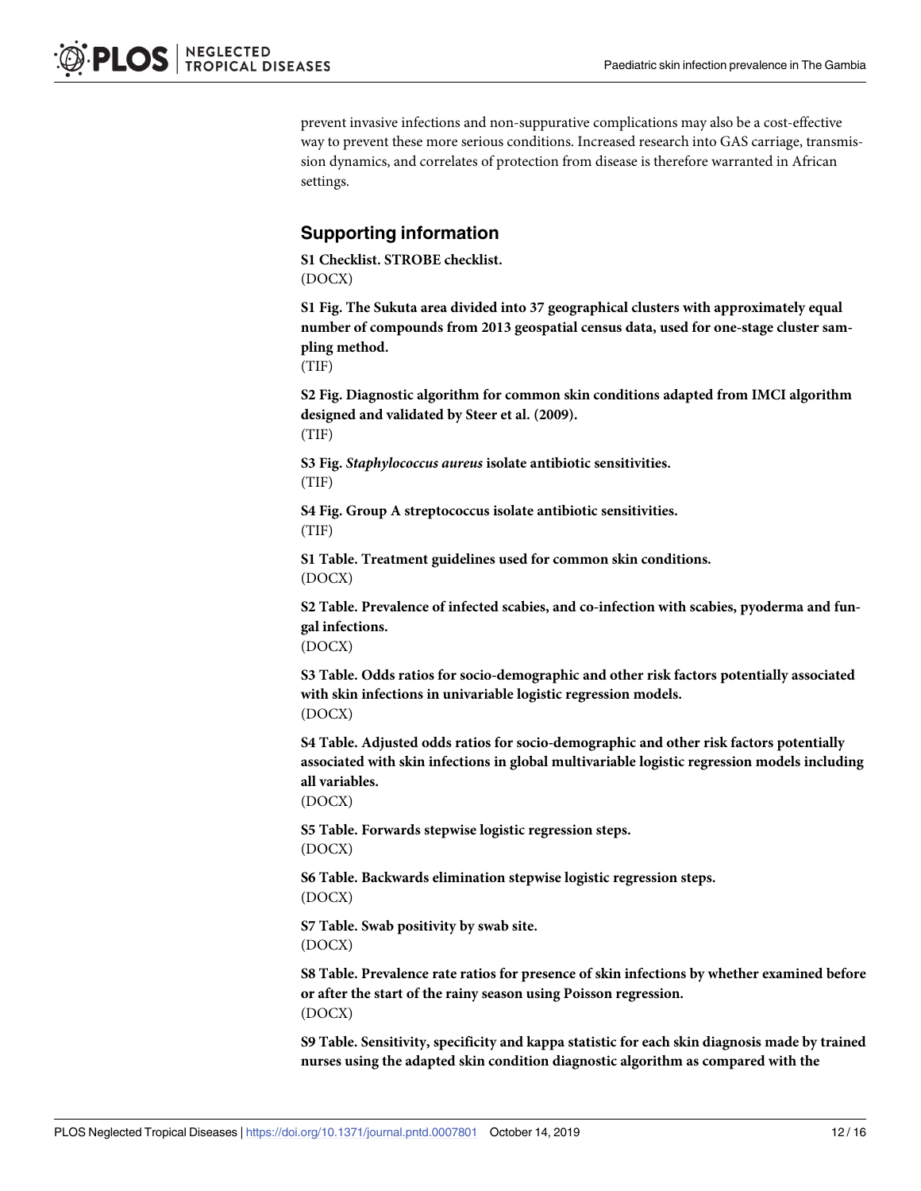prevent invasive infections and non-suppurative complications may also be a cost-effective way to prevent these more serious conditions. Increased research into GAS carriage, transmission dynamics, and correlates of protection from disease is therefore warranted in African settings.

## Supporting information

**S1 Checklist. STROBE checklist.**
(DOCX)

**S1 Fig. The Sukuta area divided into 37 geographical clusters with approximately equal number of compounds from 2013 geospatial census data, used for one-stage cluster sampling method.**
(TIF)

**S2 Fig. Diagnostic algorithm for common skin conditions adapted from IMCI algorithm designed and validated by Steer et al. (2009).**
(TIF)

**S3 Fig. *Staphylococcus aureus* isolate antibiotic sensitivities.**
(TIF)

**S4 Fig. Group A streptococcus isolate antibiotic sensitivities.**
(TIF)

**S1 Table. Treatment guidelines used for common skin conditions.**
(DOCX)

**S2 Table. Prevalence of infected scabies, and co-infection with scabies, pyoderma and fungal infections.**
(DOCX)

**S3 Table. Odds ratios for socio-demographic and other risk factors potentially associated with skin infections in univariable logistic regression models.**
(DOCX)

**S4 Table. Adjusted odds ratios for socio-demographic and other risk factors potentially associated with skin infections in global multivariable logistic regression models including all variables.**
(DOCX)

**S5 Table. Forwards stepwise logistic regression steps.**
(DOCX)

**S6 Table. Backwards elimination stepwise logistic regression steps.**
(DOCX)

**S7 Table. Swab positivity by swab site.**
(DOCX)

**S8 Table. Prevalence rate ratios for presence of skin infections by whether examined before or after the start of the rainy season using Poisson regression.**
(DOCX)

**S9 Table. Sensitivity, specificity and kappa statistic for each skin diagnosis made by trained nurses using the adapted skin condition diagnostic algorithm as compared with the**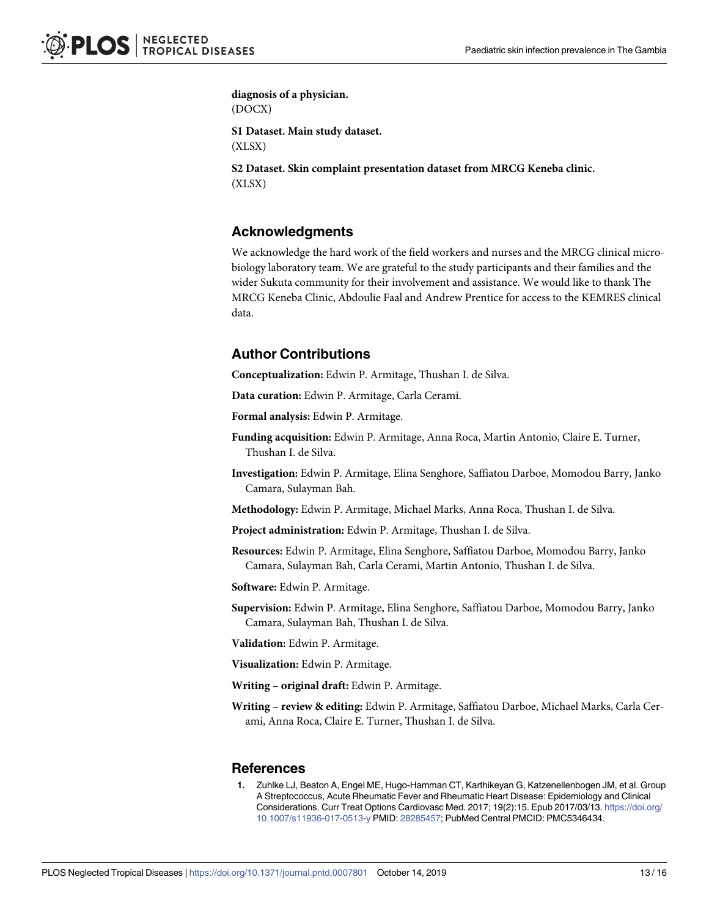**diagnosis of a physician.**
(DOCX)

**S1 Dataset. Main study dataset.**
(XLSX)

**S2 Dataset. Skin complaint presentation dataset from MRCG Keneba clinic.**
(XLSX)

## Acknowledgments

We acknowledge the hard work of the field workers and nurses and the MRCG clinical microbiology laboratory team. We are grateful to the study participants and their families and the wider Sukuta community for their involvement and assistance. We would like to thank The MRCG Keneba Clinic, Abdoulie Faal and Andrew Prentice for access to the KEMRES clinical data.

## Author Contributions

**Conceptualization:** Edwin P. Armitage, Thushan I. de Silva.

**Data curation:** Edwin P. Armitage, Carla Cerami.

**Formal analysis:** Edwin P. Armitage.

**Funding acquisition:** Edwin P. Armitage, Anna Roca, Martin Antonio, Claire E. Turner, Thushan I. de Silva.

**Investigation:** Edwin P. Armitage, Elina Senghore, Saffiatou Darboe, Momodou Barry, Janko Camara, Sulayman Bah.

**Methodology:** Edwin P. Armitage, Michael Marks, Anna Roca, Thushan I. de Silva.

**Project administration:** Edwin P. Armitage, Thushan I. de Silva.

**Resources:** Edwin P. Armitage, Elina Senghore, Saffiatou Darboe, Momodou Barry, Janko Camara, Sulayman Bah, Carla Cerami, Martin Antonio, Thushan I. de Silva.

**Software:** Edwin P. Armitage.

**Supervision:** Edwin P. Armitage, Elina Senghore, Saffiatou Darboe, Momodou Barry, Janko Camara, Sulayman Bah, Thushan I. de Silva.

**Validation:** Edwin P. Armitage.

**Visualization:** Edwin P. Armitage.

**Writing – original draft:** Edwin P. Armitage.

**Writing – review & editing:** Edwin P. Armitage, Saffiatou Darboe, Michael Marks, Carla Cerami, Anna Roca, Claire E. Turner, Thushan I. de Silva.

## References

1. Zuhlke LJ, Beaton A, Engel ME, Hugo-Hamman CT, Karthikeyan G, Katzenellenbogen JM, et al. Group A Streptococcus, Acute Rheumatic Fever and Rheumatic Heart Disease: Epidemiology and Clinical Considerations. Curr Treat Options Cardiovasc Med. 2017; 19(2):15. Epub 2017/03/13. https://doi.org/10.1007/s11936-017-0513-y PMID: 28285457; PubMed Central PMCID: PMC5346434.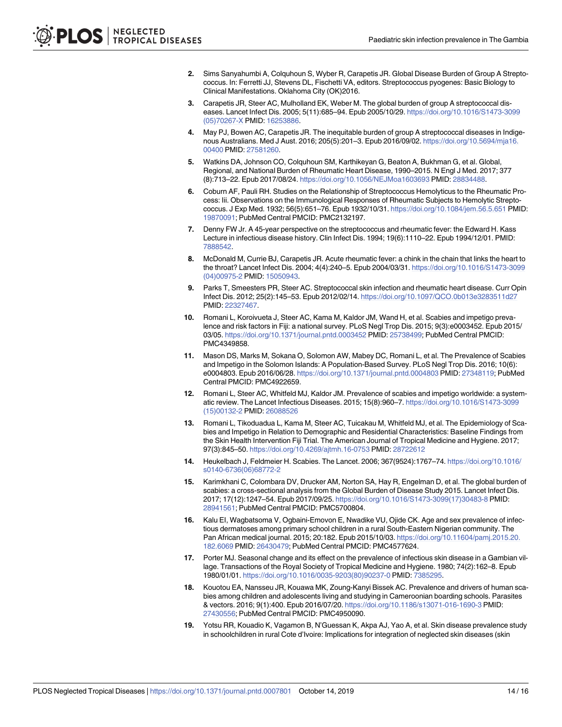2. Sims Sanyahumbi A, Colquhoun S, Wyber R, Carapetis JR. Global Disease Burden of Group A Streptococcus. In: Ferretti JJ, Stevens DL, Fischetti VA, editors. Streptococcus pyogenes: Basic Biology to Clinical Manifestations. Oklahoma City (OK)2016.
3. Carapetis JR, Steer AC, Mulholland EK, Weber M. The global burden of group A streptococcal diseases. Lancet Infect Dis. 2005; 5(11):685–94. Epub 2005/10/29. https://doi.org/10.1016/S1473-3099(05)70267-X PMID: 16253886.
4. May PJ, Bowen AC, Carapetis JR. The inequitable burden of group A streptococcal diseases in Indigenous Australians. Med J Aust. 2016; 205(5):201–3. Epub 2016/09/02. https://doi.org/10.5694/mja16.00400 PMID: 27581260.
5. Watkins DA, Johnson CO, Colquhoun SM, Karthikeyan G, Beaton A, Bukhman G, et al. Global, Regional, and National Burden of Rheumatic Heart Disease, 1990–2015. N Engl J Med. 2017; 377(8):713–22. Epub 2017/08/24. https://doi.org/10.1056/NEJMoa1603693 PMID: 28834488.
6. Coburn AF, Pauli RH. Studies on the Relationship of Streptococcus Hemolyticus to the Rheumatic Process: Iii. Observations on the Immunological Responses of Rheumatic Subjects to Hemolytic Streptococcus. J Exp Med. 1932; 56(5):651–76. Epub 1932/10/31. https://doi.org/10.1084/jem.56.5.651 PMID: 19870091; PubMed Central PMCID: PMC2132197.
7. Denny FW Jr. A 45-year perspective on the streptococcus and rheumatic fever: the Edward H. Kass Lecture in infectious disease history. Clin Infect Dis. 1994; 19(6):1110–22. Epub 1994/12/01. PMID: 7888542.
8. McDonald M, Currie BJ, Carapetis JR. Acute rheumatic fever: a chink in the chain that links the heart to the throat? Lancet Infect Dis. 2004; 4(4):240–5. Epub 2004/03/31. https://doi.org/10.1016/S1473-3099(04)00975-2 PMID: 15050943.
9. Parks T, Smeesters PR, Steer AC. Streptococcal skin infection and rheumatic heart disease. Curr Opin Infect Dis. 2012; 25(2):145–53. Epub 2012/02/14. https://doi.org/10.1097/QCO.0b013e3283511d27 PMID: 22327467.
10. Romani L, Koroivueta J, Steer AC, Kama M, Kaldor JM, Wand H, et al. Scabies and impetigo prevalence and risk factors in Fiji: a national survey. PLoS Negl Trop Dis. 2015; 9(3):e0003452. Epub 2015/03/05. https://doi.org/10.1371/journal.pntd.0003452 PMID: 25738499; PubMed Central PMCID: PMC4349858.
11. Mason DS, Marks M, Sokana O, Solomon AW, Mabey DC, Romani L, et al. The Prevalence of Scabies and Impetigo in the Solomon Islands: A Population-Based Survey. PLoS Negl Trop Dis. 2016; 10(6): e0004803. Epub 2016/06/28. https://doi.org/10.1371/journal.pntd.0004803 PMID: 27348119; PubMed Central PMCID: PMC4922659.
12. Romani L, Steer AC, Whitfeld MJ, Kaldor JM. Prevalence of scabies and impetigo worldwide: a systematic review. The Lancet Infectious Diseases. 2015; 15(8):960–7. https://doi.org/10.1016/S1473-3099(15)00132-2 PMID: 26088526
13. Romani L, Tikoduadua L, Kama M, Steer AC, Tuicakau M, Whitfeld MJ, et al. The Epidemiology of Scabies and Impetigo in Relation to Demographic and Residential Characteristics: Baseline Findings from the Skin Health Intervention Fiji Trial. The American Journal of Tropical Medicine and Hygiene. 2017; 97(3):845–50. https://doi.org/10.4269/ajtmh.16-0753 PMID: 28722612
14. Heukelbach J, Feldmeier H. Scabies. The Lancet. 2006; 367(9524):1767–74. https://doi.org/10.1016/s0140-6736(06)68772-2
15. Karimkhani C, Colombara DV, Drucker AM, Norton SA, Hay R, Engelman D, et al. The global burden of scabies: a cross-sectional analysis from the Global Burden of Disease Study 2015. Lancet Infect Dis. 2017; 17(12):1247–54. Epub 2017/09/25. https://doi.org/10.1016/S1473-3099(17)30483-8 PMID: 28941561; PubMed Central PMCID: PMC5700804.
16. Kalu EI, Wagbatsoma V, Ogbaini-Emovon E, Nwadike VU, Ojide CK. Age and sex prevalence of infectious dermatoses among primary school children in a rural South-Eastern Nigerian community. The Pan African medical journal. 2015; 20:182. Epub 2015/10/03. https://doi.org/10.11604/pamj.2015.20.182.6069 PMID: 26430479; PubMed Central PMCID: PMC4577624.
17. Porter MJ. Seasonal change and its effect on the prevalence of infectious skin disease in a Gambian village. Transactions of the Royal Society of Tropical Medicine and Hygiene. 1980; 74(2):162–8. Epub 1980/01/01. https://doi.org/10.1016/0035-9203(80)90237-0 PMID: 7385295.
18. Kouotou EA, Nansseu JR, Kouawa MK, Zoung-Kanyi Bissek AC. Prevalence and drivers of human scabies among children and adolescents living and studying in Cameroonian boarding schools. Parasites & vectors. 2016; 9(1):400. Epub 2016/07/20. https://doi.org/10.1186/s13071-016-1690-3 PMID: 27430556; PubMed Central PMCID: PMC4950090.
19. Yotsu RR, Kouadio K, Vagamon B, N'Guessan K, Akpa AJ, Yao A, et al. Skin disease prevalence study in schoolchildren in rural Cote d'Ivoire: Implications for integration of neglected skin diseases (skin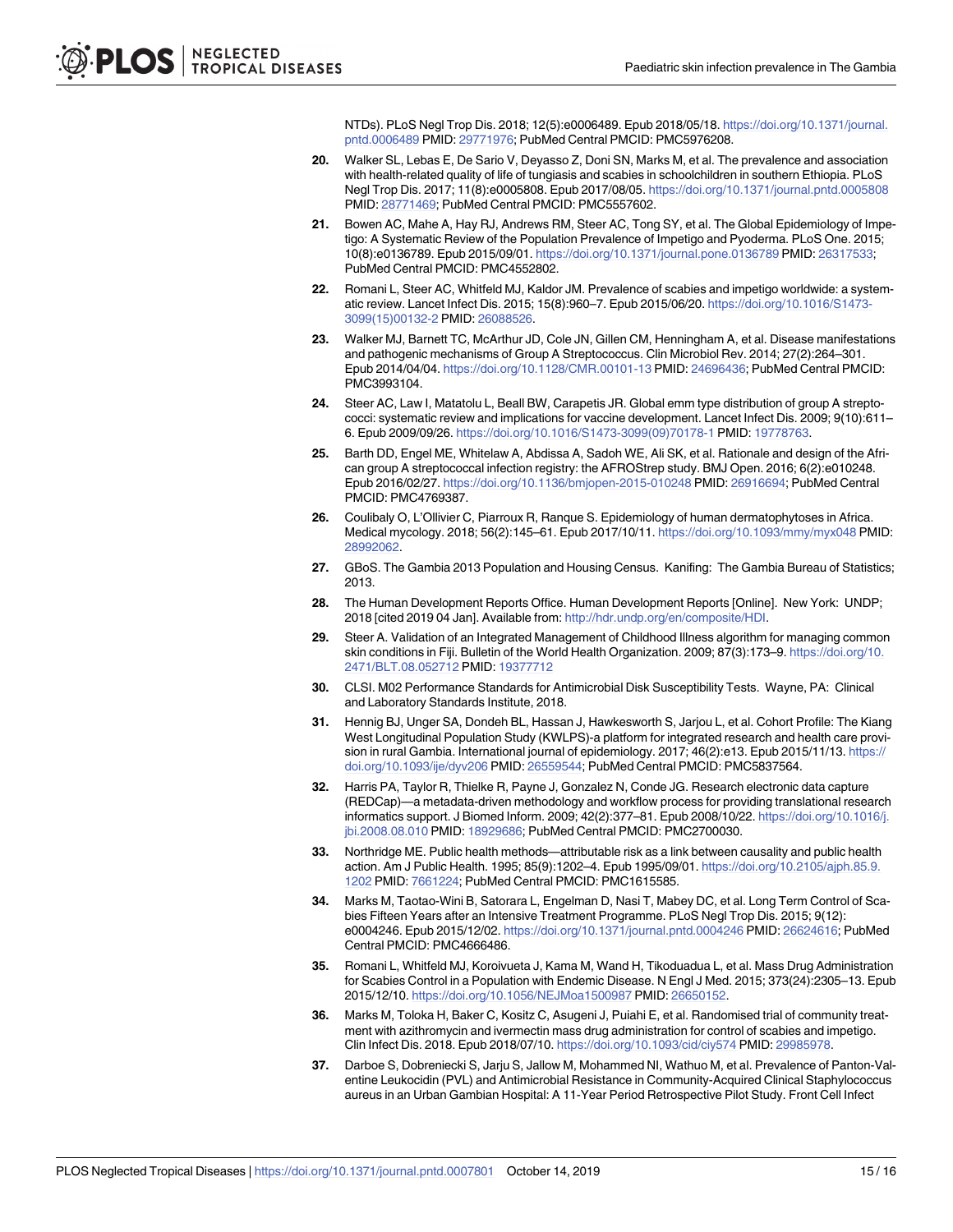NTDs). PLoS Negl Trop Dis. 2018; 12(5):e0006489. Epub 2018/05/18. https://doi.org/10.1371/journal.pntd.0006489 PMID: 29771976; PubMed Central PMCID: PMC5976208.

20. Walker SL, Lebas E, De Sario V, Deyasso Z, Doni SN, Marks M, et al. The prevalence and association with health-related quality of life of tungiasis and scabies in schoolchildren in southern Ethiopia. PLoS Negl Trop Dis. 2017; 11(8):e0005808. Epub 2017/08/05. https://doi.org/10.1371/journal.pntd.0005808 PMID: 28771469; PubMed Central PMCID: PMC5557602.

21. Bowen AC, Mahe A, Hay RJ, Andrews RM, Steer AC, Tong SY, et al. The Global Epidemiology of Impetigo: A Systematic Review of the Population Prevalence of Impetigo and Pyoderma. PLoS One. 2015; 10(8):e0136789. Epub 2015/09/01. https://doi.org/10.1371/journal.pone.0136789 PMID: 26317533; PubMed Central PMCID: PMC4552802.

22. Romani L, Steer AC, Whitfeld MJ, Kaldor JM. Prevalence of scabies and impetigo worldwide: a systematic review. Lancet Infect Dis. 2015; 15(8):960–7. Epub 2015/06/20. https://doi.org/10.1016/S1473-3099(15)00132-2 PMID: 26088526.

23. Walker MJ, Barnett TC, McArthur JD, Cole JN, Gillen CM, Henningham A, et al. Disease manifestations and pathogenic mechanisms of Group A Streptococcus. Clin Microbiol Rev. 2014; 27(2):264–301. Epub 2014/04/04. https://doi.org/10.1128/CMR.00101-13 PMID: 24696436; PubMed Central PMCID: PMC3993104.

24. Steer AC, Law I, Matatolu L, Beall BW, Carapetis JR. Global emm type distribution of group A streptococci: systematic review and implications for vaccine development. Lancet Infect Dis. 2009; 9(10):611–6. Epub 2009/09/26. https://doi.org/10.1016/S1473-3099(09)70178-1 PMID: 19778763.

25. Barth DD, Engel ME, Whitelaw A, Abdissa A, Sadoh WE, Ali SK, et al. Rationale and design of the African group A streptococcal infection registry: the AFROStrep study. BMJ Open. 2016; 6(2):e010248. Epub 2016/02/27. https://doi.org/10.1136/bmjopen-2015-010248 PMID: 26916694; PubMed Central PMCID: PMC4769387.

26. Coulibaly O, L'Ollivier C, Piarroux R, Ranque S. Epidemiology of human dermatophytoses in Africa. Medical mycology. 2018; 56(2):145–61. Epub 2017/10/11. https://doi.org/10.1093/mmy/myx048 PMID: 28992062.

27. GBoS. The Gambia 2013 Population and Housing Census. Kanifing: The Gambia Bureau of Statistics; 2013.

28. The Human Development Reports Office. Human Development Reports [Online]. New York: UNDP; 2018 [cited 2019 04 Jan]. Available from: http://hdr.undp.org/en/composite/HDI.

29. Steer A. Validation of an Integrated Management of Childhood Illness algorithm for managing common skin conditions in Fiji. Bulletin of the World Health Organization. 2009; 87(3):173–9. https://doi.org/10.2471/BLT.08.052712 PMID: 19377712

30. CLSI. M02 Performance Standards for Antimicrobial Disk Susceptibility Tests. Wayne, PA: Clinical and Laboratory Standards Institute, 2018.

31. Hennig BJ, Unger SA, Dondeh BL, Hassan J, Hawkesworth S, Jarjou L, et al. Cohort Profile: The Kiang West Longitudinal Population Study (KWLPS)-a platform for integrated research and health care provision in rural Gambia. International journal of epidemiology. 2017; 46(2):e13. Epub 2015/11/13. https://doi.org/10.1093/ije/dyv206 PMID: 26559544; PubMed Central PMCID: PMC5837564.

32. Harris PA, Taylor R, Thielke R, Payne J, Gonzalez N, Conde JG. Research electronic data capture (REDCap)—a metadata-driven methodology and workflow process for providing translational research informatics support. J Biomed Inform. 2009; 42(2):377–81. Epub 2008/10/22. https://doi.org/10.1016/j.jbi.2008.08.010 PMID: 18929686; PubMed Central PMCID: PMC2700030.

33. Northridge ME. Public health methods—attributable risk as a link between causality and public health action. Am J Public Health. 1995; 85(9):1202–4. Epub 1995/09/01. https://doi.org/10.2105/ajph.85.9.1202 PMID: 7661224; PubMed Central PMCID: PMC1615585.

34. Marks M, Taotao-Wini B, Satorara L, Engelman D, Nasi T, Mabey DC, et al. Long Term Control of Scabies Fifteen Years after an Intensive Treatment Programme. PLoS Negl Trop Dis. 2015; 9(12): e0004246. Epub 2015/12/02. https://doi.org/10.1371/journal.pntd.0004246 PMID: 26624616; PubMed Central PMCID: PMC4666486.

35. Romani L, Whitfeld MJ, Koroivueta J, Kama M, Wand H, Tikoduadua L, et al. Mass Drug Administration for Scabies Control in a Population with Endemic Disease. N Engl J Med. 2015; 373(24):2305–13. Epub 2015/12/10. https://doi.org/10.1056/NEJMoa1500987 PMID: 26650152.

36. Marks M, Toloka H, Baker C, Kositz C, Asugeni J, Puiahi E, et al. Randomised trial of community treatment with azithromycin and ivermectin mass drug administration for control of scabies and impetigo. Clin Infect Dis. 2018. Epub 2018/07/10. https://doi.org/10.1093/cid/ciy574 PMID: 29985978.

37. Darboe S, Dobreniecki S, Jarju S, Jallow M, Mohammed NI, Wathuo M, et al. Prevalence of Panton-Valentine Leukocidin (PVL) and Antimicrobial Resistance in Community-Acquired Clinical Staphylococcus aureus in an Urban Gambian Hospital: A 11-Year Period Retrospective Pilot Study. Front Cell Infect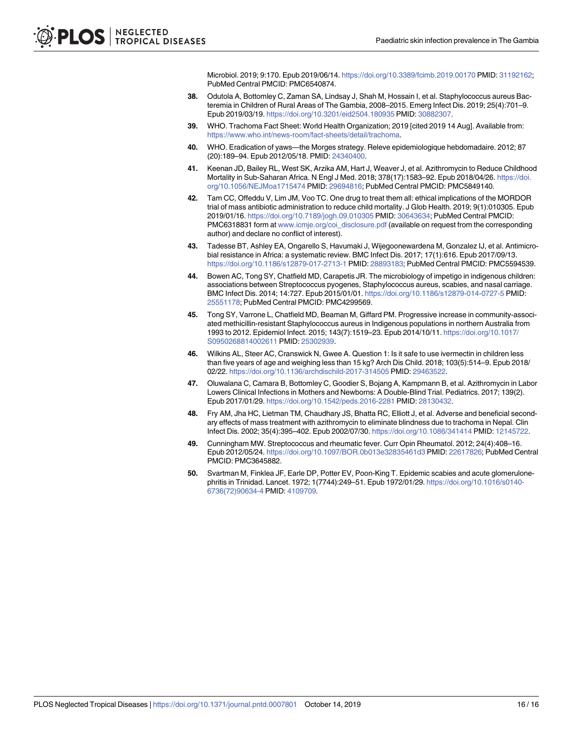Microbiol. 2019; 9:170. Epub 2019/06/14. https://doi.org/10.3389/fcimb.2019.00170 PMID: 31192162; PubMed Central PMCID: PMC6540874.

38. Odutola A, Bottomley C, Zaman SA, Lindsay J, Shah M, Hossain I, et al. Staphylococcus aureus Bacteremia in Children of Rural Areas of The Gambia, 2008–2015. Emerg Infect Dis. 2019; 25(4):701–9. Epub 2019/03/19. https://doi.org/10.3201/eid2504.180935 PMID: 30882307.

39. WHO. Trachoma Fact Sheet: World Health Organization; 2019 [cited 2019 14 Aug]. Available from: https://www.who.int/news-room/fact-sheets/detail/trachoma.

40. WHO. Eradication of yaws—the Morges strategy. Releve epidemiologique hebdomadaire. 2012; 87 (20):189–94. Epub 2012/05/18. PMID: 24340400.

41. Keenan JD, Bailey RL, West SK, Arzika AM, Hart J, Weaver J, et al. Azithromycin to Reduce Childhood Mortality in Sub-Saharan Africa. N Engl J Med. 2018; 378(17):1583–92. Epub 2018/04/26. https://doi.org/10.1056/NEJMoa1715474 PMID: 29694816; PubMed Central PMCID: PMC5849140.

42. Tam CC, Offeddu V, Lim JM, Voo TC. One drug to treat them all: ethical implications of the MORDOR trial of mass antibiotic administration to reduce child mortality. J Glob Health. 2019; 9(1):010305. Epub 2019/01/16. https://doi.org/10.7189/jogh.09.010305 PMID: 30643634; PubMed Central PMCID: PMC6318831 form at www.icmje.org/coi_disclosure.pdf (available on request from the corresponding author) and declare no conflict of interest).

43. Tadesse BT, Ashley EA, Ongarello S, Havumaki J, Wijegoonewardena M, Gonzalez IJ, et al. Antimicrobial resistance in Africa: a systematic review. BMC Infect Dis. 2017; 17(1):616. Epub 2017/09/13. https://doi.org/10.1186/s12879-017-2713-1 PMID: 28893183; PubMed Central PMCID: PMC5594539.

44. Bowen AC, Tong SY, Chatfield MD, Carapetis JR. The microbiology of impetigo in indigenous children: associations between Streptococcus pyogenes, Staphylococcus aureus, scabies, and nasal carriage. BMC Infect Dis. 2014; 14:727. Epub 2015/01/01. https://doi.org/10.1186/s12879-014-0727-5 PMID: 25551178; PubMed Central PMCID: PMC4299569.

45. Tong SY, Varrone L, Chatfield MD, Beaman M, Giffard PM. Progressive increase in community-associated methicillin-resistant Staphylococcus aureus in Indigenous populations in northern Australia from 1993 to 2012. Epidemiol Infect. 2015; 143(7):1519–23. Epub 2014/10/11. https://doi.org/10.1017/S0950268814002611 PMID: 25302939.

46. Wilkins AL, Steer AC, Cranswick N, Gwee A. Question 1: Is it safe to use ivermectin in children less than five years of age and weighing less than 15 kg? Arch Dis Child. 2018; 103(5):514–9. Epub 2018/02/22. https://doi.org/10.1136/archdischild-2017-314505 PMID: 29463522.

47. Oluwalana C, Camara B, Bottomley C, Goodier S, Bojang A, Kampmann B, et al. Azithromycin in Labor Lowers Clinical Infections in Mothers and Newborns: A Double-Blind Trial. Pediatrics. 2017; 139(2). Epub 2017/01/29. https://doi.org/10.1542/peds.2016-2281 PMID: 28130432.

48. Fry AM, Jha HC, Lietman TM, Chaudhary JS, Bhatta RC, Elliott J, et al. Adverse and beneficial secondary effects of mass treatment with azithromycin to eliminate blindness due to trachoma in Nepal. Clin Infect Dis. 2002; 35(4):395–402. Epub 2002/07/30. https://doi.org/10.1086/341414 PMID: 12145722.

49. Cunningham MW. Streptococcus and rheumatic fever. Curr Opin Rheumatol. 2012; 24(4):408–16. Epub 2012/05/24. https://doi.org/10.1097/BOR.0b013e32835461d3 PMID: 22617826; PubMed Central PMCID: PMC3645882.

50. Svartman M, Finklea JF, Earle DP, Potter EV, Poon-King T. Epidemic scabies and acute glomerulonephritis in Trinidad. Lancet. 1972; 1(7744):249–51. Epub 1972/01/29. https://doi.org/10.1016/s0140-6736(72)90634-4 PMID: 4109709.